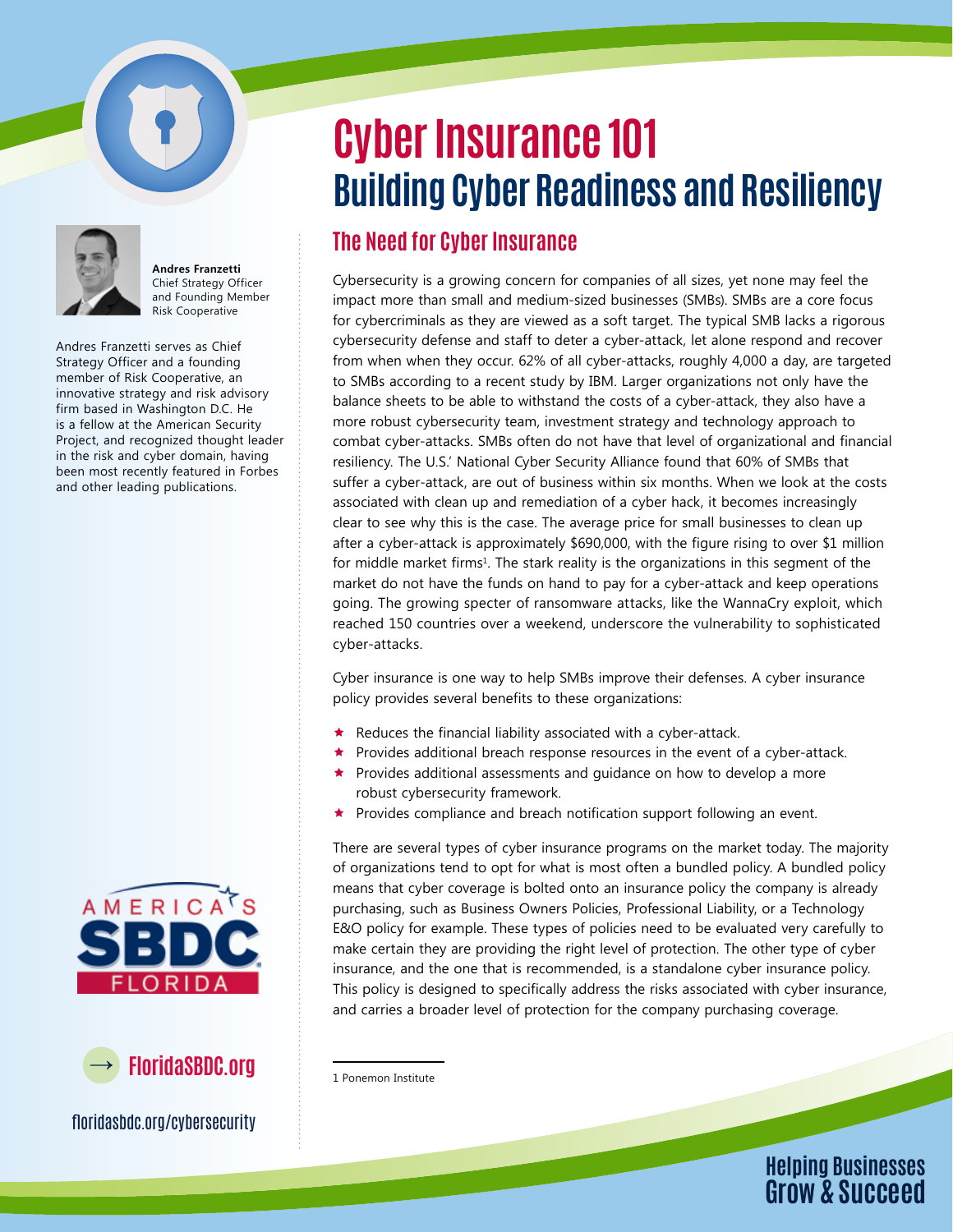# Cyber Insurance 101

## Building Cyber Readiness and Resiliency

**Andres Franzetti**
Chief Strategy Officer
and Founding Member
Risk Cooperative

Andres Franzetti serves as Chief Strategy Officer and a founding member of Risk Cooperative, an innovative strategy and risk advisory firm based in Washington D.C. He is a fellow at the American Security Project, and recognized thought leader in the risk and cyber domain, having been most recently featured in Forbes and other leading publications.

FloridaSBDC.org

floridasbdc.org/cybersecurity

### The Need for Cyber Insurance

Cybersecurity is a growing concern for companies of all sizes, yet none may feel the impact more than small and medium-sized businesses (SMBs). SMBs are a core focus for cybercriminals as they are viewed as a soft target. The typical SMB lacks a rigorous cybersecurity defense and staff to deter a cyber-attack, let alone respond and recover from when when they occur. 62% of all cyber-attacks, roughly 4,000 a day, are targeted to SMBs according to a recent study by IBM. Larger organizations not only have the balance sheets to be able to withstand the costs of a cyber-attack, they also have a more robust cybersecurity team, investment strategy and technology approach to combat cyber-attacks. SMBs often do not have that level of organizational and financial resiliency. The U.S.' National Cyber Security Alliance found that 60% of SMBs that suffer a cyber-attack, are out of business within six months. When we look at the costs associated with clean up and remediation of a cyber hack, it becomes increasingly clear to see why this is the case. The average price for small businesses to clean up after a cyber-attack is approximately $690,000, with the figure rising to over $1 million for middle market firms[1]. The stark reality is the organizations in this segment of the market do not have the funds on hand to pay for a cyber-attack and keep operations going. The growing specter of ransomware attacks, like the WannaCry exploit, which reached 150 countries over a weekend, underscore the vulnerability to sophisticated cyber-attacks.

Cyber insurance is one way to help SMBs improve their defenses. A cyber insurance policy provides several benefits to these organizations:

- Reduces the financial liability associated with a cyber-attack.
- Provides additional breach response resources in the event of a cyber-attack.
- Provides additional assessments and guidance on how to develop a more robust cybersecurity framework.
- Provides compliance and breach notification support following an event.

There are several types of cyber insurance programs on the market today. The majority of organizations tend to opt for what is most often a bundled policy. A bundled policy means that cyber coverage is bolted onto an insurance policy the company is already purchasing, such as Business Owners Policies, Professional Liability, or a Technology E&O policy for example. These types of policies need to be evaluated very carefully to make certain they are providing the right level of protection. The other type of cyber insurance, and the one that is recommended, is a standalone cyber insurance policy. This policy is designed to specifically address the risks associated with cyber insurance, and carries a broader level of protection for the company purchasing coverage.

1 Ponemon Institute

Helping Businesses Grow & Succeed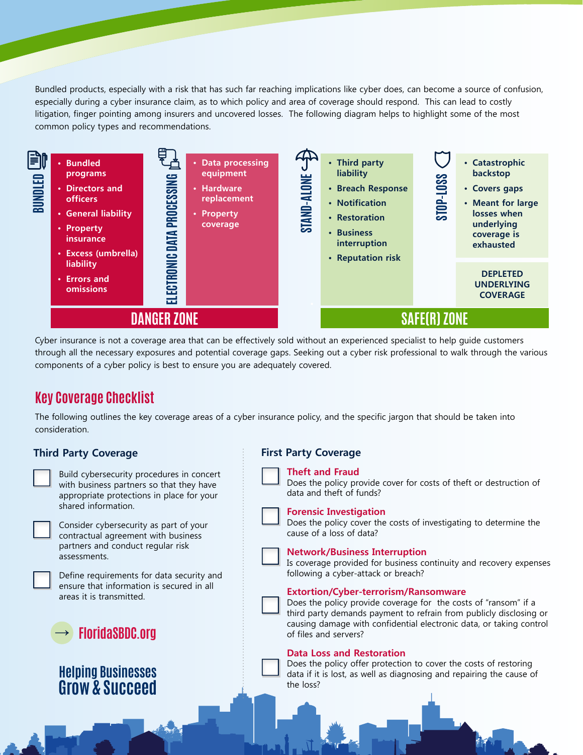Bundled products, especially with a risk that has such far reaching implications like cyber does, can become a source of confusion, especially during a cyber insurance claim, as to which policy and area of coverage should respond. This can lead to costly litigation, finger pointing among insurers and uncovered losses. The following diagram helps to highlight some of the most common policy types and recommendations.

**BUNDLED**

- Bundled programs
- Directors and officers
- General liability
- Property insurance
- Excess (umbrella) liability
- Errors and omissions

**ELECTRONIC DATA PROCESSING**

- Data processing equipment
- Hardware replacement
- Property coverage

**DANGER ZONE**

**STAND-ALONE**

- Third party liability
- Breach Response
- Notification
- Restoration
- Business interruption
- Reputation risk

**STOP-LOSS**

- Catastrophic backstop
- Covers gaps
- Meant for large losses when underlying coverage is exhausted

DEPLETED UNDERLYING COVERAGE

**SAFE(R) ZONE**

Cyber insurance is not a coverage area that can be effectively sold without an experienced specialist to help guide customers through all the necessary exposures and potential coverage gaps. Seeking out a cyber risk professional to walk through the various components of a cyber policy is best to ensure you are adequately covered.

## Key Coverage Checklist

The following outlines the key coverage areas of a cyber insurance policy, and the specific jargon that should be taken into consideration.

### Third Party Coverage

- [ ] Build cybersecurity procedures in concert with business partners so that they have appropriate protections in place for your shared information.
- [ ] Consider cybersecurity as part of your contractual agreement with business partners and conduct regular risk assessments.
- [ ] Define requirements for data security and ensure that information is secured in all areas it is transmitted.

→ FloridaSBDC.org

Helping Businesses Grow & Succeed

### First Party Coverage

- [ ] **Theft and Fraud**
  Does the policy provide cover for costs of theft or destruction of data and theft of funds?
- [ ] **Forensic Investigation**
  Does the policy cover the costs of investigating to determine the cause of a loss of data?
- [ ] **Network/Business Interruption**
  Is coverage provided for business continuity and recovery expenses following a cyber-attack or breach?
- [ ] **Extortion/Cyber-terrorism/Ransomware**
  Does the policy provide coverage for the costs of "ransom" if a third party demands payment to refrain from publicly disclosing or causing damage with confidential electronic data, or taking control of files and servers?
- [ ] **Data Loss and Restoration**
  Does the policy offer protection to cover the costs of restoring data if it is lost, as well as diagnosing and repairing the cause of the loss?